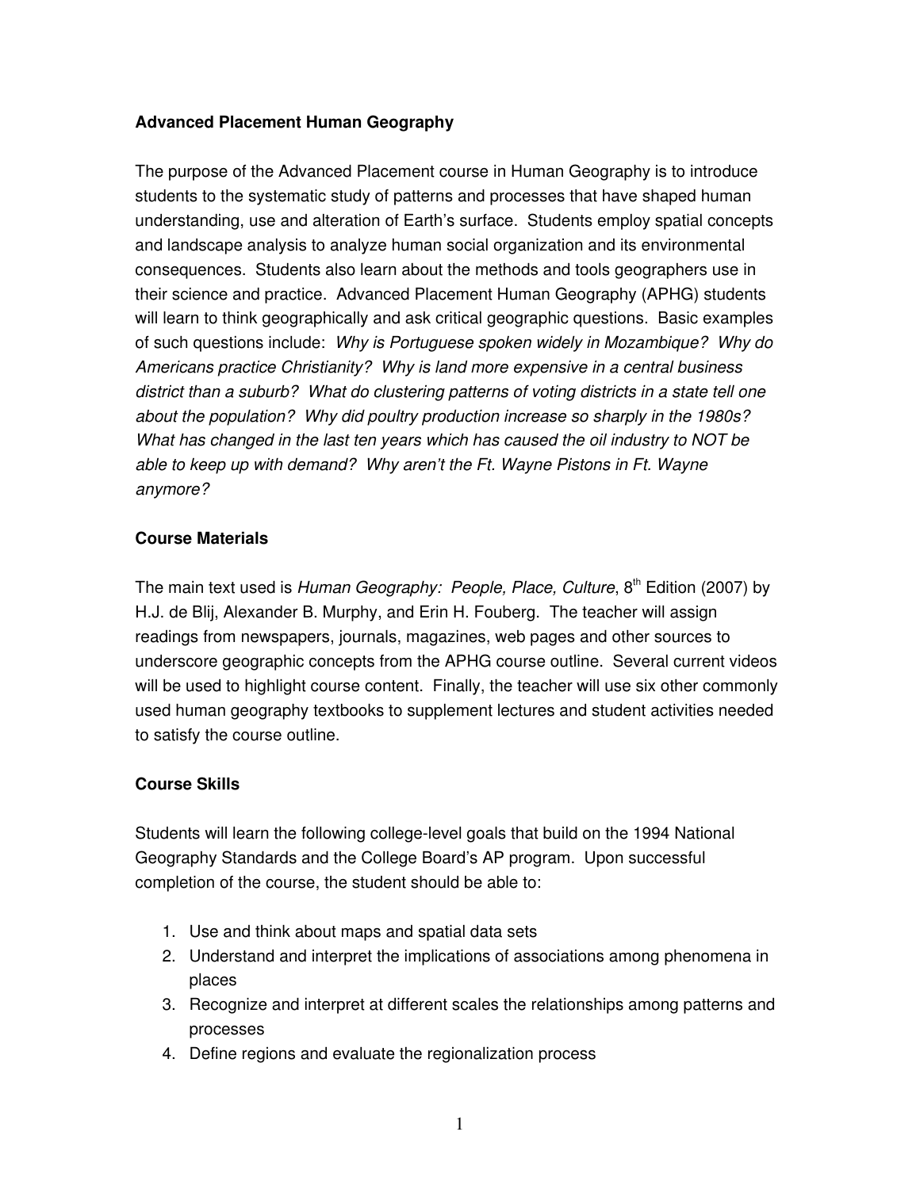## Advanced Placement Human Geography

The purpose of the Advanced Placement course in Human Geography is to introduce students to the systematic study of patterns and processes that have shaped human understanding, use and alteration of Earth's surface. Students employ spatial concepts and landscape analysis to analyze human social organization and its environmental consequences. Students also learn about the methods and tools geographers use in their science and practice. Advanced Placement Human Geography (APHG) students will learn to think geographically and ask critical geographic questions. Basic examples of such questions include: *Why is Portuguese spoken widely in Mozambique? Why do Americans practice Christianity? Why is land more expensive in a central business district than a suburb? What do clustering patterns of voting districts in a state tell one about the population? Why did poultry production increase so sharply in the 1980s? What has changed in the last ten years which has caused the oil industry to NOT be able to keep up with demand? Why aren't the Ft. Wayne Pistons in Ft. Wayne anymore?*

## Course Materials

The main text used is *Human Geography: People, Place, Culture*, 8th Edition (2007) by H.J. de Blij, Alexander B. Murphy, and Erin H. Fouberg. The teacher will assign readings from newspapers, journals, magazines, web pages and other sources to underscore geographic concepts from the APHG course outline. Several current videos will be used to highlight course content. Finally, the teacher will use six other commonly used human geography textbooks to supplement lectures and student activities needed to satisfy the course outline.

## Course Skills

Students will learn the following college-level goals that build on the 1994 National Geography Standards and the College Board's AP program. Upon successful completion of the course, the student should be able to:

1. Use and think about maps and spatial data sets
2. Understand and interpret the implications of associations among phenomena in places
3. Recognize and interpret at different scales the relationships among patterns and processes
4. Define regions and evaluate the regionalization process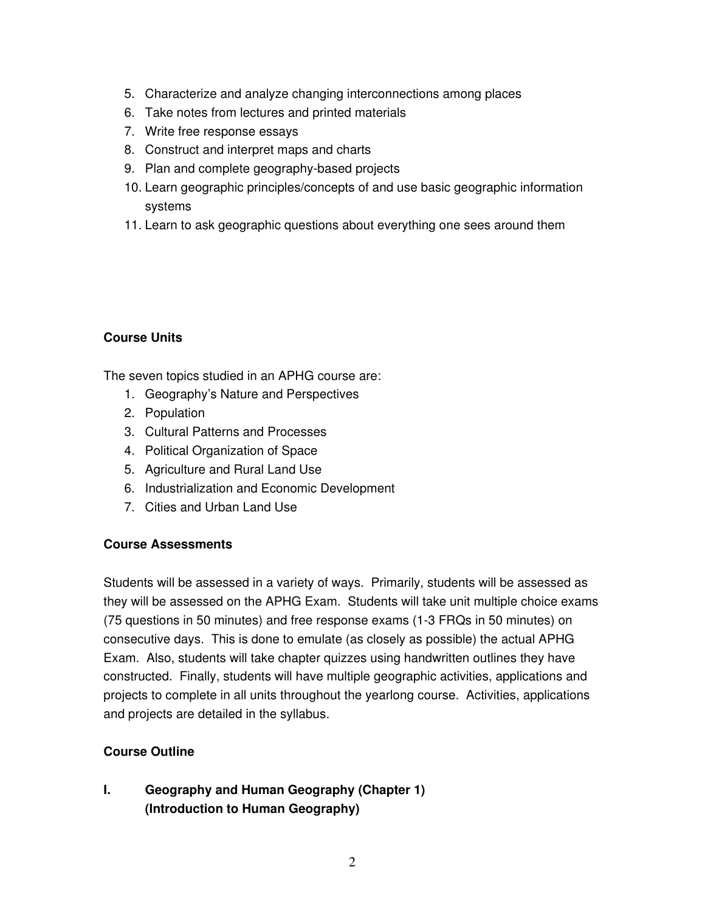5. Characterize and analyze changing interconnections among places
6. Take notes from lectures and printed materials
7. Write free response essays
8. Construct and interpret maps and charts
9. Plan and complete geography-based projects
10. Learn geographic principles/concepts of and use basic geographic information systems
11. Learn to ask geographic questions about everything one sees around them

**Course Units**

The seven topics studied in an APHG course are:

1. Geography's Nature and Perspectives
2. Population
3. Cultural Patterns and Processes
4. Political Organization of Space
5. Agriculture and Rural Land Use
6. Industrialization and Economic Development
7. Cities and Urban Land Use

**Course Assessments**

Students will be assessed in a variety of ways. Primarily, students will be assessed as they will be assessed on the APHG Exam. Students will take unit multiple choice exams (75 questions in 50 minutes) and free response exams (1-3 FRQs in 50 minutes) on consecutive days. This is done to emulate (as closely as possible) the actual APHG Exam. Also, students will take chapter quizzes using handwritten outlines they have constructed. Finally, students will have multiple geographic activities, applications and projects to complete in all units throughout the yearlong course. Activities, applications and projects are detailed in the syllabus.

**Course Outline**

**I. Geography and Human Geography (Chapter 1)
(Introduction to Human Geography)**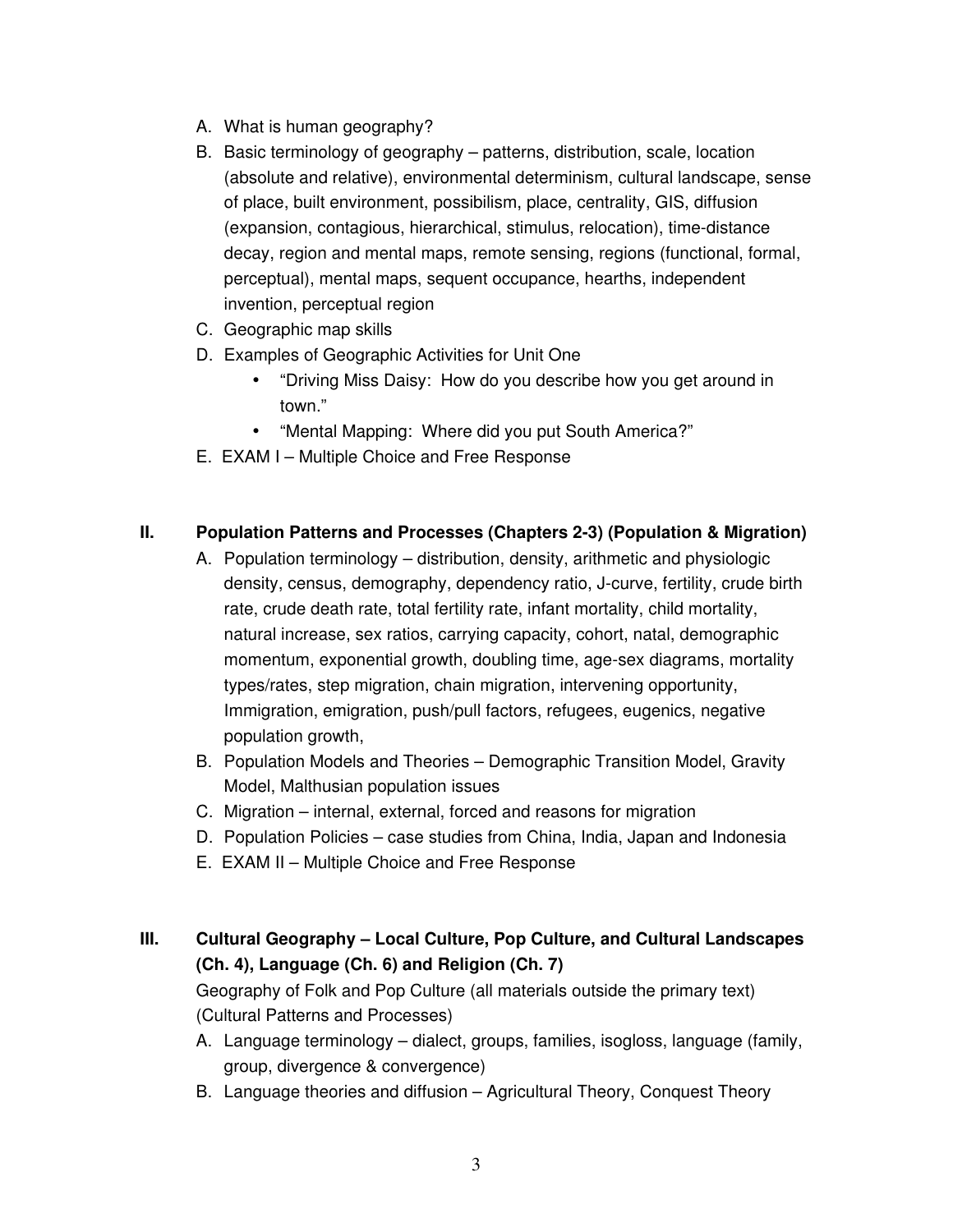A. What is human geography?
B. Basic terminology of geography – patterns, distribution, scale, location (absolute and relative), environmental determinism, cultural landscape, sense of place, built environment, possibilism, place, centrality, GIS, diffusion (expansion, contagious, hierarchical, stimulus, relocation), time-distance decay, region and mental maps, remote sensing, regions (functional, formal, perceptual), mental maps, sequent occupance, hearths, independent invention, perceptual region
C. Geographic map skills
D. Examples of Geographic Activities for Unit One
   - "Driving Miss Daisy: How do you describe how you get around in town."
   - "Mental Mapping: Where did you put South America?"
E. EXAM I – Multiple Choice and Free Response

## II. Population Patterns and Processes (Chapters 2-3) (Population & Migration)

A. Population terminology – distribution, density, arithmetic and physiologic density, census, demography, dependency ratio, J-curve, fertility, crude birth rate, crude death rate, total fertility rate, infant mortality, child mortality, natural increase, sex ratios, carrying capacity, cohort, natal, demographic momentum, exponential growth, doubling time, age-sex diagrams, mortality types/rates, step migration, chain migration, intervening opportunity, Immigration, emigration, push/pull factors, refugees, eugenics, negative population growth,
B. Population Models and Theories – Demographic Transition Model, Gravity Model, Malthusian population issues
C. Migration – internal, external, forced and reasons for migration
D. Population Policies – case studies from China, India, Japan and Indonesia
E. EXAM II – Multiple Choice and Free Response

## III. Cultural Geography – Local Culture, Pop Culture, and Cultural Landscapes (Ch. 4), Language (Ch. 6) and Religion (Ch. 7)

Geography of Folk and Pop Culture (all materials outside the primary text) (Cultural Patterns and Processes)

A. Language terminology – dialect, groups, families, isogloss, language (family, group, divergence & convergence)
B. Language theories and diffusion – Agricultural Theory, Conquest Theory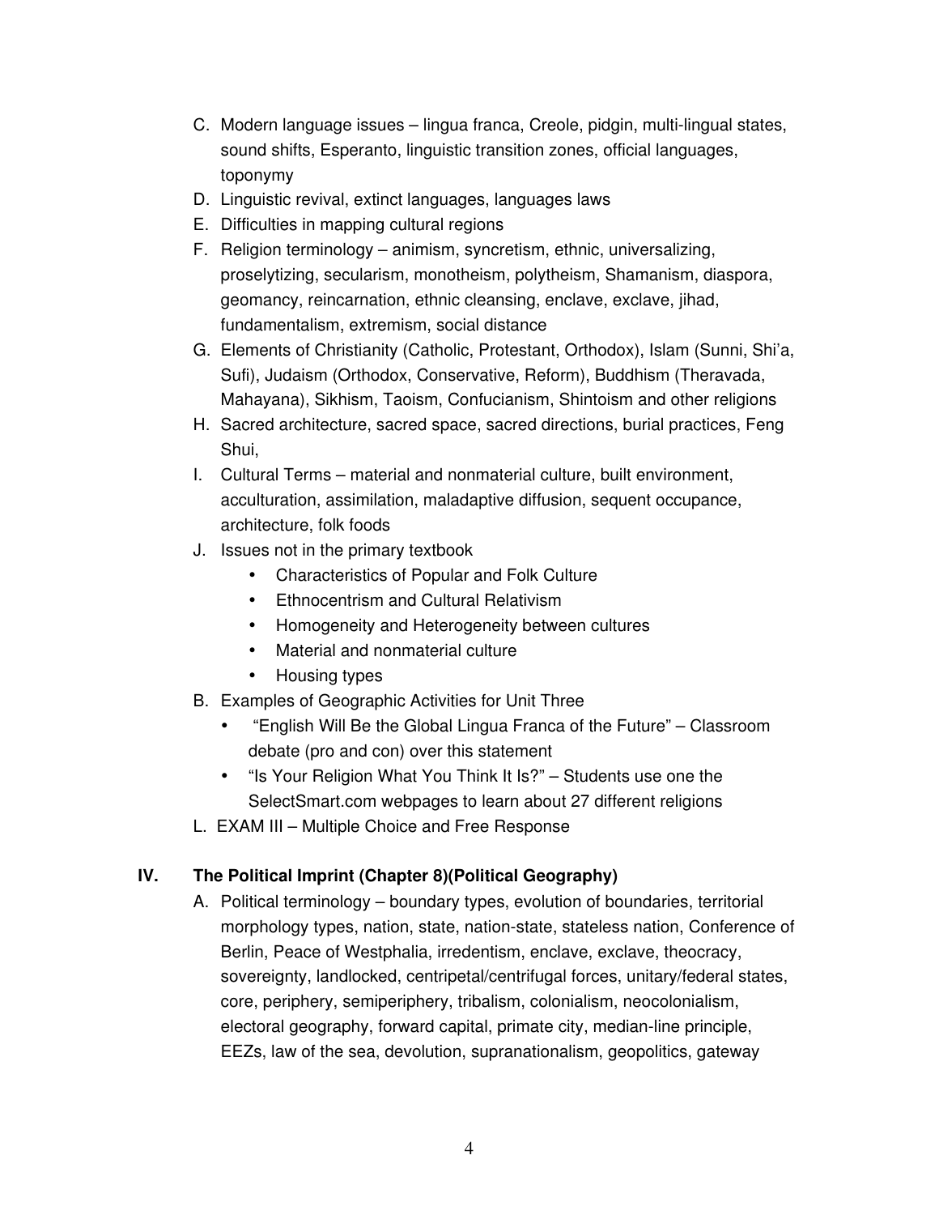C. Modern language issues – lingua franca, Creole, pidgin, multi-lingual states, sound shifts, Esperanto, linguistic transition zones, official languages, toponymy
D. Linguistic revival, extinct languages, languages laws
E. Difficulties in mapping cultural regions
F. Religion terminology – animism, syncretism, ethnic, universalizing, proselytizing, secularism, monotheism, polytheism, Shamanism, diaspora, geomancy, reincarnation, ethnic cleansing, enclave, exclave, jihad, fundamentalism, extremism, social distance
G. Elements of Christianity (Catholic, Protestant, Orthodox), Islam (Sunni, Shi'a, Sufi), Judaism (Orthodox, Conservative, Reform), Buddhism (Theravada, Mahayana), Sikhism, Taoism, Confucianism, Shintoism and other religions
H. Sacred architecture, sacred space, sacred directions, burial practices, Feng Shui,
I. Cultural Terms – material and nonmaterial culture, built environment, acculturation, assimilation, maladaptive diffusion, sequent occupance, architecture, folk foods
J. Issues not in the primary textbook
   - Characteristics of Popular and Folk Culture
   - Ethnocentrism and Cultural Relativism
   - Homogeneity and Heterogeneity between cultures
   - Material and nonmaterial culture
   - Housing types
B. Examples of Geographic Activities for Unit Three
   - "English Will Be the Global Lingua Franca of the Future" – Classroom debate (pro and con) over this statement
   - "Is Your Religion What You Think It Is?" – Students use one the SelectSmart.com webpages to learn about 27 different religions
L. EXAM III – Multiple Choice and Free Response

## IV. The Political Imprint (Chapter 8)(Political Geography)

A. Political terminology – boundary types, evolution of boundaries, territorial morphology types, nation, state, nation-state, stateless nation, Conference of Berlin, Peace of Westphalia, irredentism, enclave, exclave, theocracy, sovereignty, landlocked, centripetal/centrifugal forces, unitary/federal states, core, periphery, semiperiphery, tribalism, colonialism, neocolonialism, electoral geography, forward capital, primate city, median-line principle, EEZs, law of the sea, devolution, supranationalism, geopolitics, gateway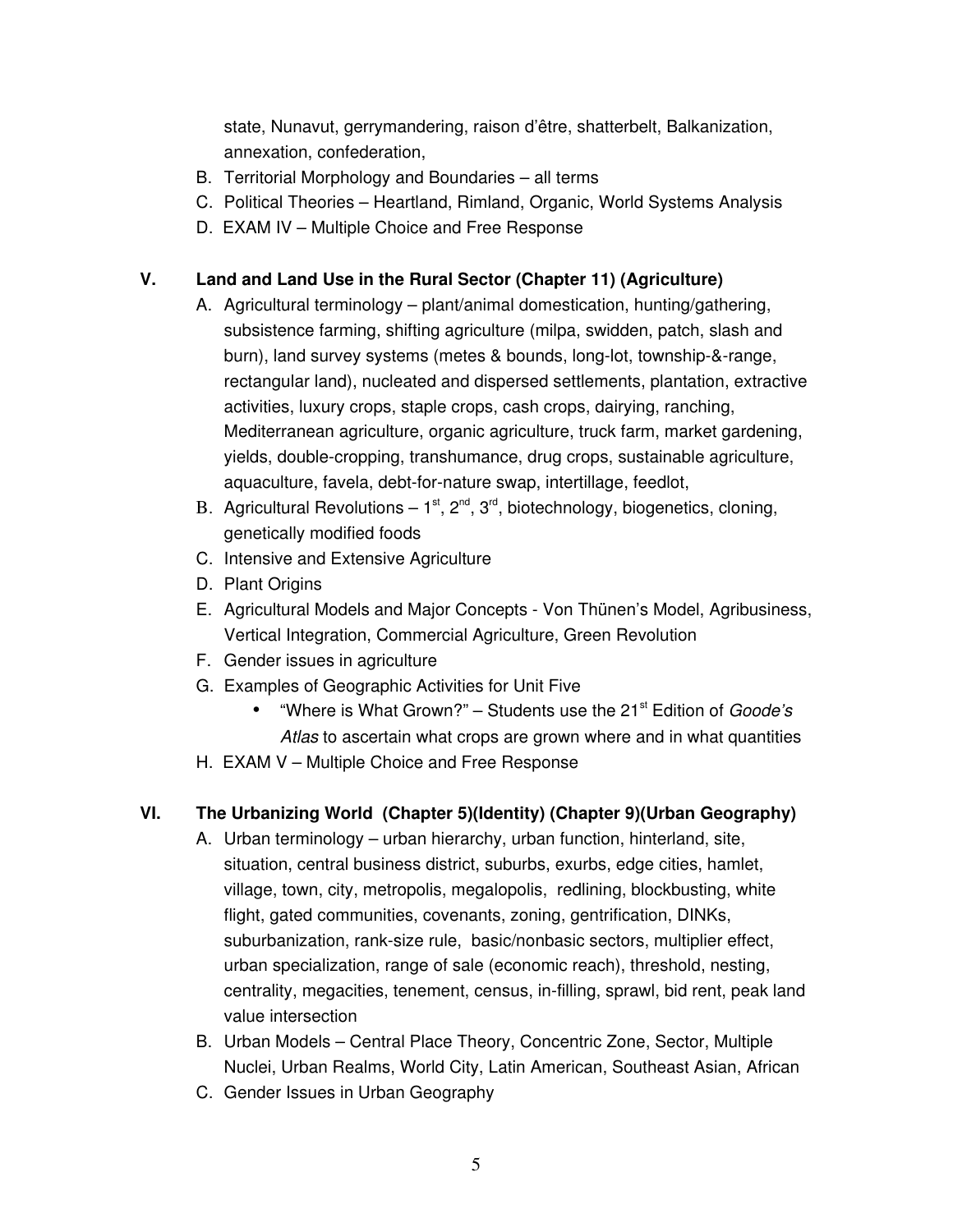state, Nunavut, gerrymandering, raison d'être, shatterbelt, Balkanization, annexation, confederation,

B. Territorial Morphology and Boundaries – all terms
C. Political Theories – Heartland, Rimland, Organic, World Systems Analysis
D. EXAM IV – Multiple Choice and Free Response

## V. Land and Land Use in the Rural Sector (Chapter 11) (Agriculture)

A. Agricultural terminology – plant/animal domestication, hunting/gathering, subsistence farming, shifting agriculture (milpa, swidden, patch, slash and burn), land survey systems (metes & bounds, long-lot, township-&-range, rectangular land), nucleated and dispersed settlements, plantation, extractive activities, luxury crops, staple crops, cash crops, dairying, ranching, Mediterranean agriculture, organic agriculture, truck farm, market gardening, yields, double-cropping, transhumance, drug crops, sustainable agriculture, aquaculture, favela, debt-for-nature swap, intertillage, feedlot,
B. Agricultural Revolutions – 1st, 2nd, 3rd, biotechnology, biogenetics, cloning, genetically modified foods
C. Intensive and Extensive Agriculture
D. Plant Origins
E. Agricultural Models and Major Concepts - Von Thünen's Model, Agribusiness, Vertical Integration, Commercial Agriculture, Green Revolution
F. Gender issues in agriculture
G. Examples of Geographic Activities for Unit Five
   - "Where is What Grown?" – Students use the 21st Edition of *Goode's Atlas* to ascertain what crops are grown where and in what quantities
H. EXAM V – Multiple Choice and Free Response

## VI. The Urbanizing World (Chapter 5)(Identity) (Chapter 9)(Urban Geography)

A. Urban terminology – urban hierarchy, urban function, hinterland, site, situation, central business district, suburbs, exurbs, edge cities, hamlet, village, town, city, metropolis, megalopolis, redlining, blockbusting, white flight, gated communities, covenants, zoning, gentrification, DINKs, suburbanization, rank-size rule, basic/nonbasic sectors, multiplier effect, urban specialization, range of sale (economic reach), threshold, nesting, centrality, megacities, tenement, census, in-filling, sprawl, bid rent, peak land value intersection
B. Urban Models – Central Place Theory, Concentric Zone, Sector, Multiple Nuclei, Urban Realms, World City, Latin American, Southeast Asian, African
C. Gender Issues in Urban Geography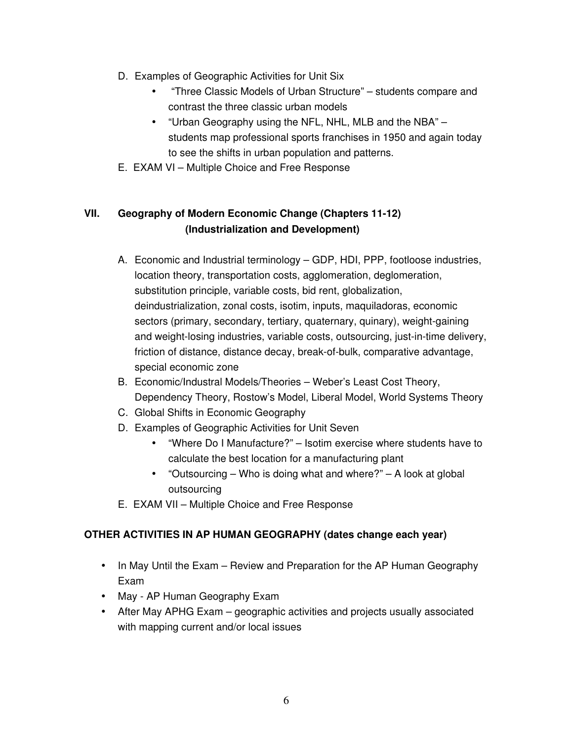D. Examples of Geographic Activities for Unit Six
   - "Three Classic Models of Urban Structure" – students compare and contrast the three classic urban models
   - "Urban Geography using the NFL, NHL, MLB and the NBA" – students map professional sports franchises in 1950 and again today to see the shifts in urban population and patterns.

E. EXAM VI – Multiple Choice and Free Response

## VII. Geography of Modern Economic Change (Chapters 11-12) (Industrialization and Development)

A. Economic and Industrial terminology – GDP, HDI, PPP, footloose industries, location theory, transportation costs, agglomeration, deglomeration, substitution principle, variable costs, bid rent, globalization, deindustrialization, zonal costs, isotim, inputs, maquiladoras, economic sectors (primary, secondary, tertiary, quaternary, quinary), weight-gaining and weight-losing industries, variable costs, outsourcing, just-in-time delivery, friction of distance, distance decay, break-of-bulk, comparative advantage, special economic zone

B. Economic/Industral Models/Theories – Weber's Least Cost Theory, Dependency Theory, Rostow's Model, Liberal Model, World Systems Theory

C. Global Shifts in Economic Geography

D. Examples of Geographic Activities for Unit Seven
   - "Where Do I Manufacture?" – Isotim exercise where students have to calculate the best location for a manufacturing plant
   - "Outsourcing – Who is doing what and where?" – A look at global outsourcing

E. EXAM VII – Multiple Choice and Free Response

**OTHER ACTIVITIES IN AP HUMAN GEOGRAPHY (dates change each year)**

- In May Until the Exam – Review and Preparation for the AP Human Geography Exam
- May - AP Human Geography Exam
- After May APHG Exam – geographic activities and projects usually associated with mapping current and/or local issues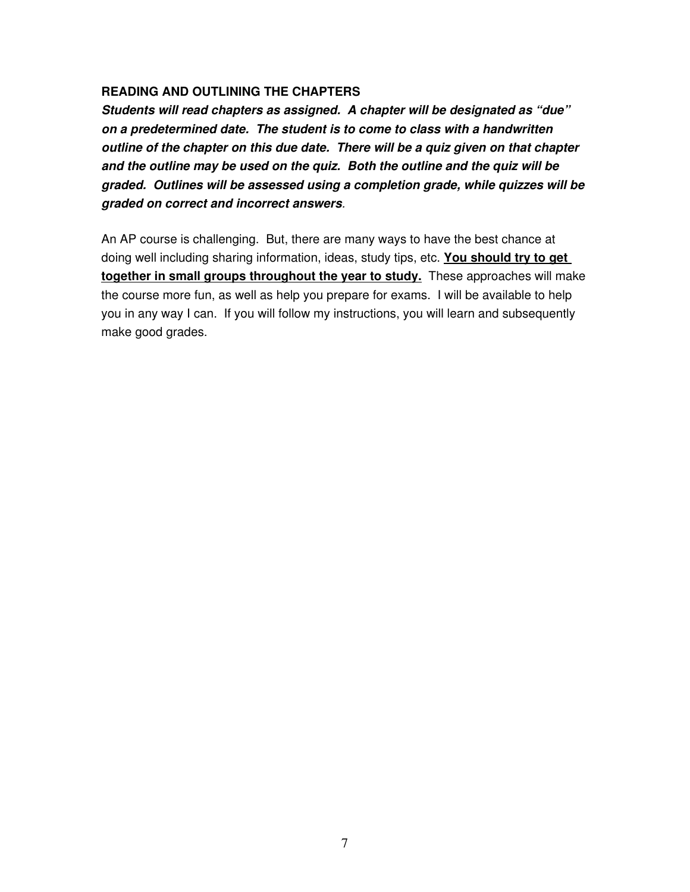**READING AND OUTLINING THE CHAPTERS**

***Students will read chapters as assigned. A chapter will be designated as "due" on a predetermined date. The student is to come to class with a handwritten outline of the chapter on this due date. There will be a quiz given on that chapter and the outline may be used on the quiz. Both the outline and the quiz will be graded. Outlines will be assessed using a completion grade, while quizzes will be graded on correct and incorrect answers***.

An AP course is challenging. But, there are many ways to have the best chance at doing well including sharing information, ideas, study tips, etc. <u>**You should try to get together in small groups throughout the year to study.**</u> These approaches will make the course more fun, as well as help you prepare for exams. I will be available to help you in any way I can. If you will follow my instructions, you will learn and subsequently make good grades.